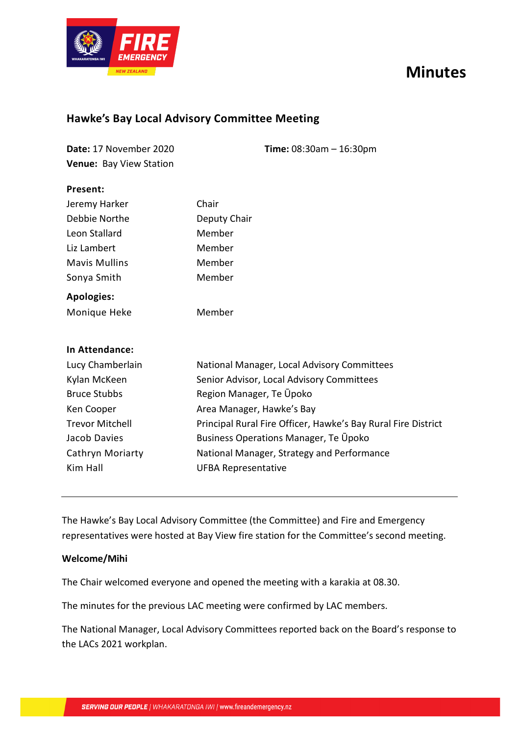# Minutes

## Hawke's Bay Local Advisory Committee Meeting

**Date:** 17 November 2020 **Time:** 08:30am – 16:30pm

**Venue:** Bay View Station

**Present:**

| | |
|---|---|
| Jeremy Harker | Chair |
| Debbie Northe | Deputy Chair |
| Leon Stallard | Member |
| Liz Lambert | Member |
| Mavis Mullins | Member |
| Sonya Smith | Member |

**Apologies:**

| | |
|---|---|
| Monique Heke | Member |

**In Attendance:**

| | |
|---|---|
| Lucy Chamberlain | National Manager, Local Advisory Committees |
| Kylan McKeen | Senior Advisor, Local Advisory Committees |
| Bruce Stubbs | Region Manager, Te Ūpoko |
| Ken Cooper | Area Manager, Hawke's Bay |
| Trevor Mitchell | Principal Rural Fire Officer, Hawke's Bay Rural Fire District |
| Jacob Davies | Business Operations Manager, Te Ūpoko |
| Cathryn Moriarty | National Manager, Strategy and Performance |
| Kim Hall | UFBA Representative |

---

The Hawke's Bay Local Advisory Committee (the Committee) and Fire and Emergency representatives were hosted at Bay View fire station for the Committee's second meeting.

**Welcome/Mihi**

The Chair welcomed everyone and opened the meeting with a karakia at 08.30.

The minutes for the previous LAC meeting were confirmed by LAC members.

The National Manager, Local Advisory Committees reported back on the Board's response to the LACs 2021 workplan.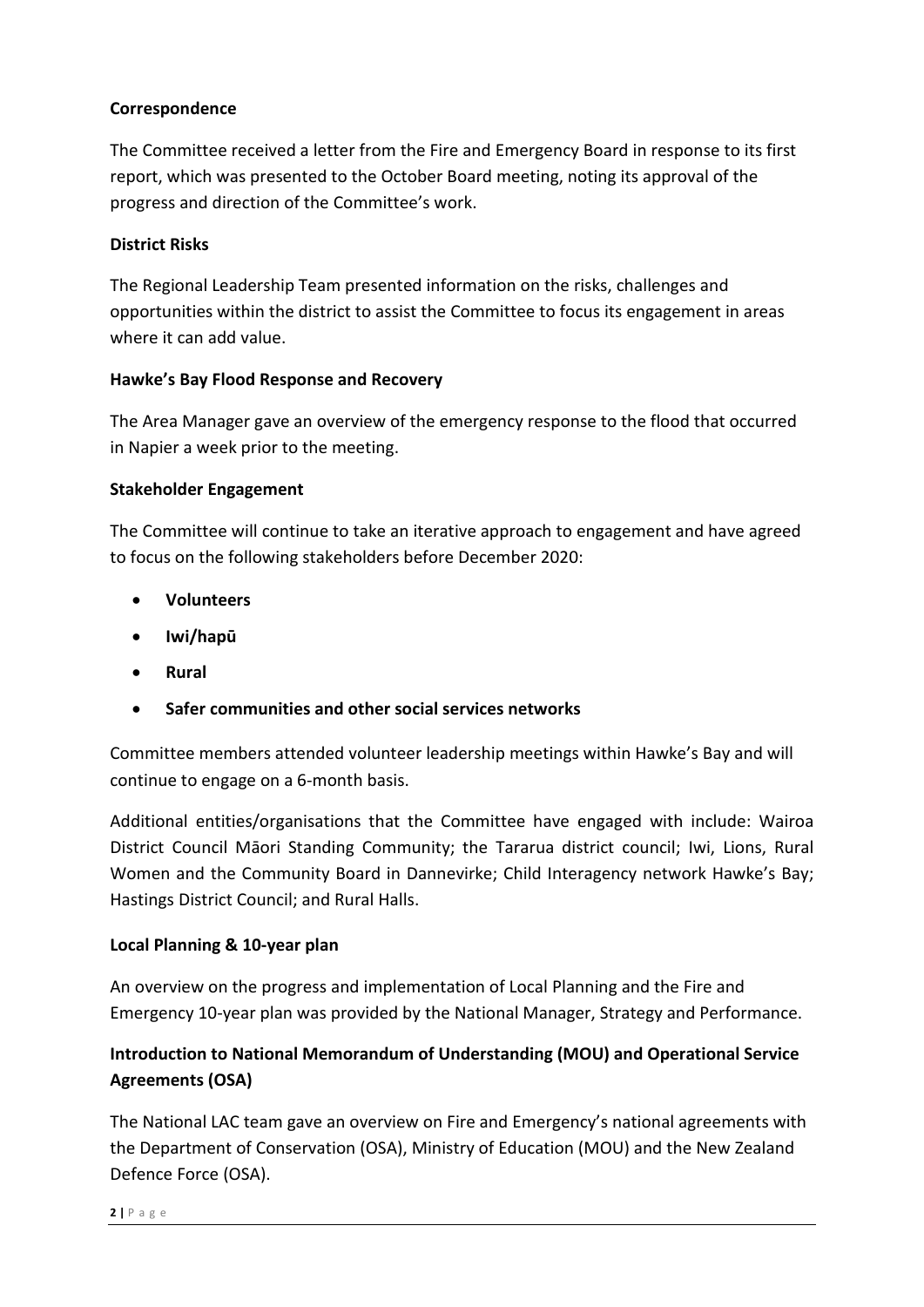**Correspondence**

The Committee received a letter from the Fire and Emergency Board in response to its first report, which was presented to the October Board meeting, noting its approval of the progress and direction of the Committee's work.

**District Risks**

The Regional Leadership Team presented information on the risks, challenges and opportunities within the district to assist the Committee to focus its engagement in areas where it can add value.

**Hawke's Bay Flood Response and Recovery**

The Area Manager gave an overview of the emergency response to the flood that occurred in Napier a week prior to the meeting.

**Stakeholder Engagement**

The Committee will continue to take an iterative approach to engagement and have agreed to focus on the following stakeholders before December 2020:

- **Volunteers**
- **Iwi/hapū**
- **Rural**
- **Safer communities and other social services networks**

Committee members attended volunteer leadership meetings within Hawke's Bay and will continue to engage on a 6-month basis.

Additional entities/organisations that the Committee have engaged with include: Wairoa District Council Māori Standing Community; the Tararua district council; Iwi, Lions, Rural Women and the Community Board in Dannevirke; Child Interagency network Hawke's Bay; Hastings District Council; and Rural Halls.

**Local Planning & 10-year plan**

An overview on the progress and implementation of Local Planning and the Fire and Emergency 10-year plan was provided by the National Manager, Strategy and Performance.

**Introduction to National Memorandum of Understanding (MOU) and Operational Service Agreements (OSA)**

The National LAC team gave an overview on Fire and Emergency's national agreements with the Department of Conservation (OSA), Ministry of Education (MOU) and the New Zealand Defence Force (OSA).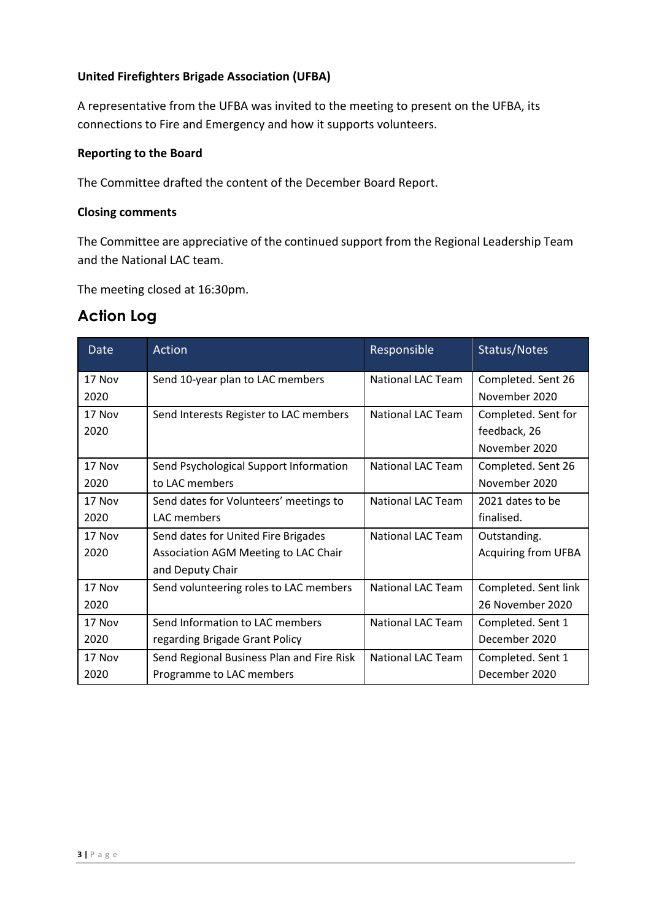**United Firefighters Brigade Association (UFBA)**

A representative from the UFBA was invited to the meeting to present on the UFBA, its connections to Fire and Emergency and how it supports volunteers.

**Reporting to the Board**

The Committee drafted the content of the December Board Report.

**Closing comments**

The Committee are appreciative of the continued support from the Regional Leadership Team and the National LAC team.

The meeting closed at 16:30pm.

## Action Log

| Date | Action | Responsible | Status/Notes |
| --- | --- | --- | --- |
| 17 Nov 2020 | Send 10-year plan to LAC members | National LAC Team | Completed. Sent 26 November 2020 |
| 17 Nov 2020 | Send Interests Register to LAC members | National LAC Team | Completed. Sent for feedback, 26 November 2020 |
| 17 Nov 2020 | Send Psychological Support Information to LAC members | National LAC Team | Completed. Sent 26 November 2020 |
| 17 Nov 2020 | Send dates for Volunteers' meetings to LAC members | National LAC Team | 2021 dates to be finalised. |
| 17 Nov 2020 | Send dates for United Fire Brigades Association AGM Meeting to LAC Chair and Deputy Chair | National LAC Team | Outstanding. Acquiring from UFBA |
| 17 Nov 2020 | Send volunteering roles to LAC members | National LAC Team | Completed. Sent link 26 November 2020 |
| 17 Nov 2020 | Send Information to LAC members regarding Brigade Grant Policy | National LAC Team | Completed. Sent 1 December 2020 |
| 17 Nov 2020 | Send Regional Business Plan and Fire Risk Programme to LAC members | National LAC Team | Completed. Sent 1 December 2020 |